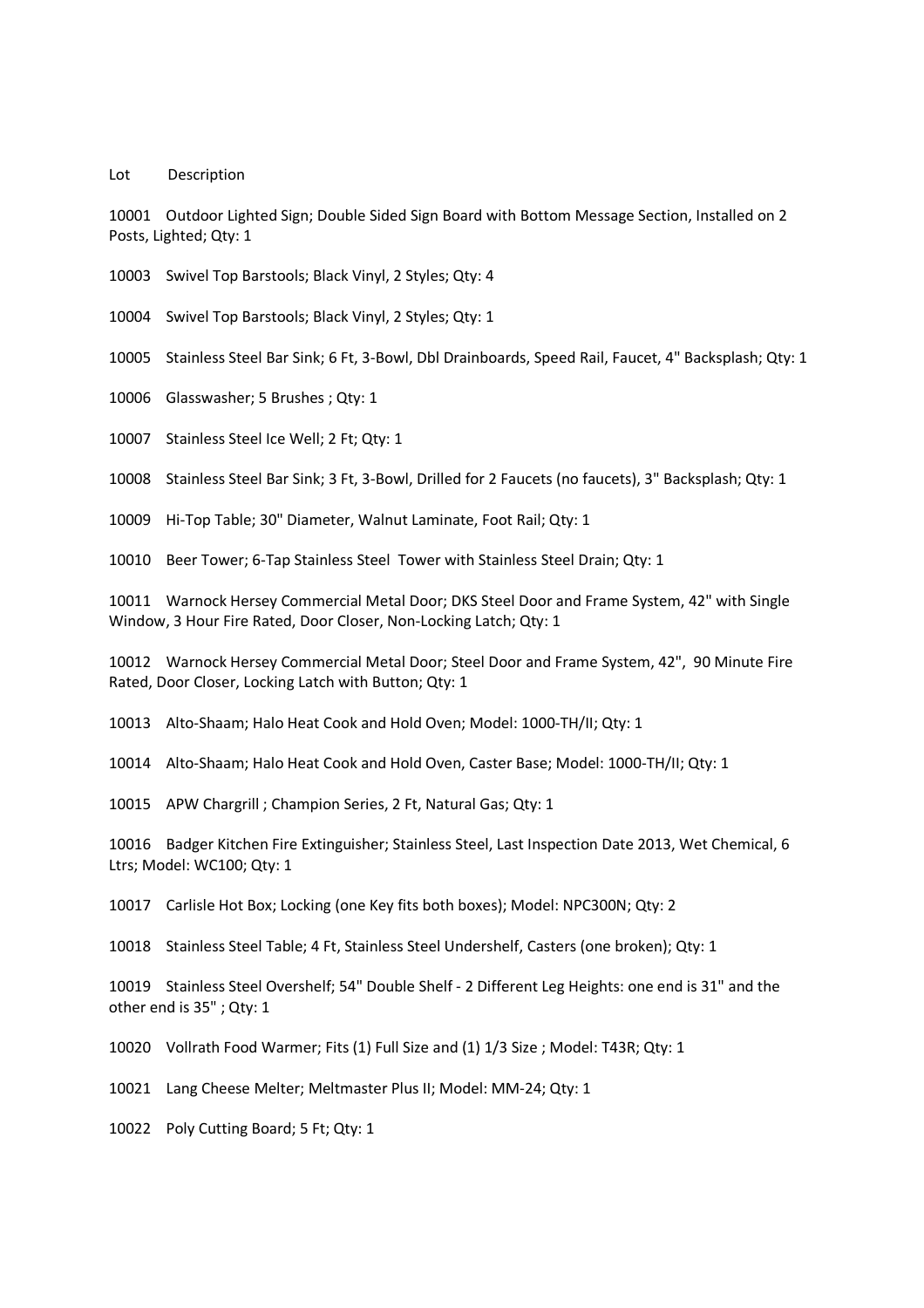Lot Description

10001 Outdoor Lighted Sign; Double Sided Sign Board with Bottom Message Section, Installed on 2 Posts, Lighted; Qty: 1

10003 Swivel Top Barstools; Black Vinyl, 2 Styles; Qty: 4

10004 Swivel Top Barstools; Black Vinyl, 2 Styles; Qty: 1

10005 Stainless Steel Bar Sink; 6 Ft, 3-Bowl, Dbl Drainboards, Speed Rail, Faucet, 4" Backsplash; Qty: 1

10006 Glasswasher; 5 Brushes ; Qty: 1

10007 Stainless Steel Ice Well; 2 Ft; Qty: 1

10008 Stainless Steel Bar Sink; 3 Ft, 3-Bowl, Drilled for 2 Faucets (no faucets), 3" Backsplash; Qty: 1

10009 Hi-Top Table; 30" Diameter, Walnut Laminate, Foot Rail; Qty: 1

10010 Beer Tower; 6-Tap Stainless Steel Tower with Stainless Steel Drain; Qty: 1

10011 Warnock Hersey Commercial Metal Door; DKS Steel Door and Frame System, 42" with Single Window, 3 Hour Fire Rated, Door Closer, Non-Locking Latch; Qty: 1

10012 Warnock Hersey Commercial Metal Door; Steel Door and Frame System, 42", 90 Minute Fire Rated, Door Closer, Locking Latch with Button; Qty: 1

10013 Alto-Shaam; Halo Heat Cook and Hold Oven; Model: 1000-TH/II; Qty: 1

10014 Alto-Shaam; Halo Heat Cook and Hold Oven, Caster Base; Model: 1000-TH/II; Qty: 1

10015 APW Chargrill ; Champion Series, 2 Ft, Natural Gas; Qty: 1

10016 Badger Kitchen Fire Extinguisher; Stainless Steel, Last Inspection Date 2013, Wet Chemical, 6 Ltrs; Model: WC100; Qty: 1

10017 Carlisle Hot Box; Locking (one Key fits both boxes); Model: NPC300N; Qty: 2

10018 Stainless Steel Table; 4 Ft, Stainless Steel Undershelf, Casters (one broken); Qty: 1

10019 Stainless Steel Overshelf; 54" Double Shelf - 2 Different Leg Heights: one end is 31" and the other end is 35" ; Qty: 1

10020 Vollrath Food Warmer; Fits (1) Full Size and (1) 1/3 Size ; Model: T43R; Qty: 1

10021 Lang Cheese Melter; Meltmaster Plus II; Model: MM-24; Qty: 1

10022 Poly Cutting Board; 5 Ft; Qty: 1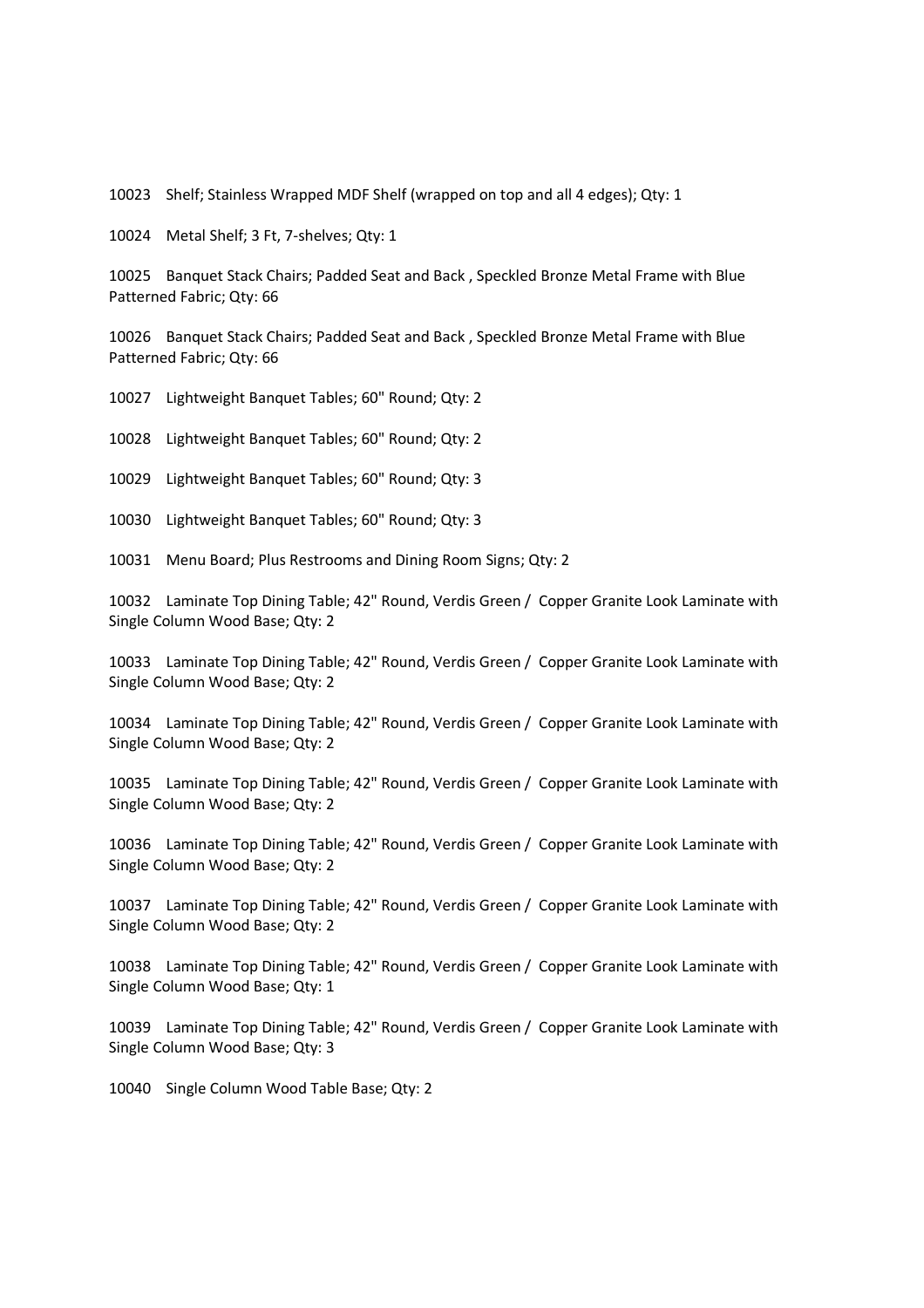10023 Shelf; Stainless Wrapped MDF Shelf (wrapped on top and all 4 edges); Qty: 1

10024 Metal Shelf; 3 Ft, 7-shelves; Qty: 1

10025 Banquet Stack Chairs; Padded Seat and Back , Speckled Bronze Metal Frame with Blue Patterned Fabric; Qty: 66

10026 Banquet Stack Chairs; Padded Seat and Back , Speckled Bronze Metal Frame with Blue Patterned Fabric; Qty: 66

10027 Lightweight Banquet Tables; 60" Round; Qty: 2

10028 Lightweight Banquet Tables; 60" Round; Qty: 2

10029 Lightweight Banquet Tables; 60" Round; Qty: 3

10030 Lightweight Banquet Tables; 60" Round; Qty: 3

10031 Menu Board; Plus Restrooms and Dining Room Signs; Qty: 2

10032 Laminate Top Dining Table; 42" Round, Verdis Green / Copper Granite Look Laminate with Single Column Wood Base; Qty: 2

10033 Laminate Top Dining Table; 42" Round, Verdis Green / Copper Granite Look Laminate with Single Column Wood Base; Qty: 2

10034 Laminate Top Dining Table; 42" Round, Verdis Green / Copper Granite Look Laminate with Single Column Wood Base; Qty: 2

10035 Laminate Top Dining Table; 42" Round, Verdis Green / Copper Granite Look Laminate with Single Column Wood Base; Qty: 2

10036 Laminate Top Dining Table; 42" Round, Verdis Green / Copper Granite Look Laminate with Single Column Wood Base; Qty: 2

10037 Laminate Top Dining Table; 42" Round, Verdis Green / Copper Granite Look Laminate with Single Column Wood Base; Qty: 2

10038 Laminate Top Dining Table; 42" Round, Verdis Green / Copper Granite Look Laminate with Single Column Wood Base; Qty: 1

10039 Laminate Top Dining Table; 42" Round, Verdis Green / Copper Granite Look Laminate with Single Column Wood Base; Qty: 3

10040 Single Column Wood Table Base; Qty: 2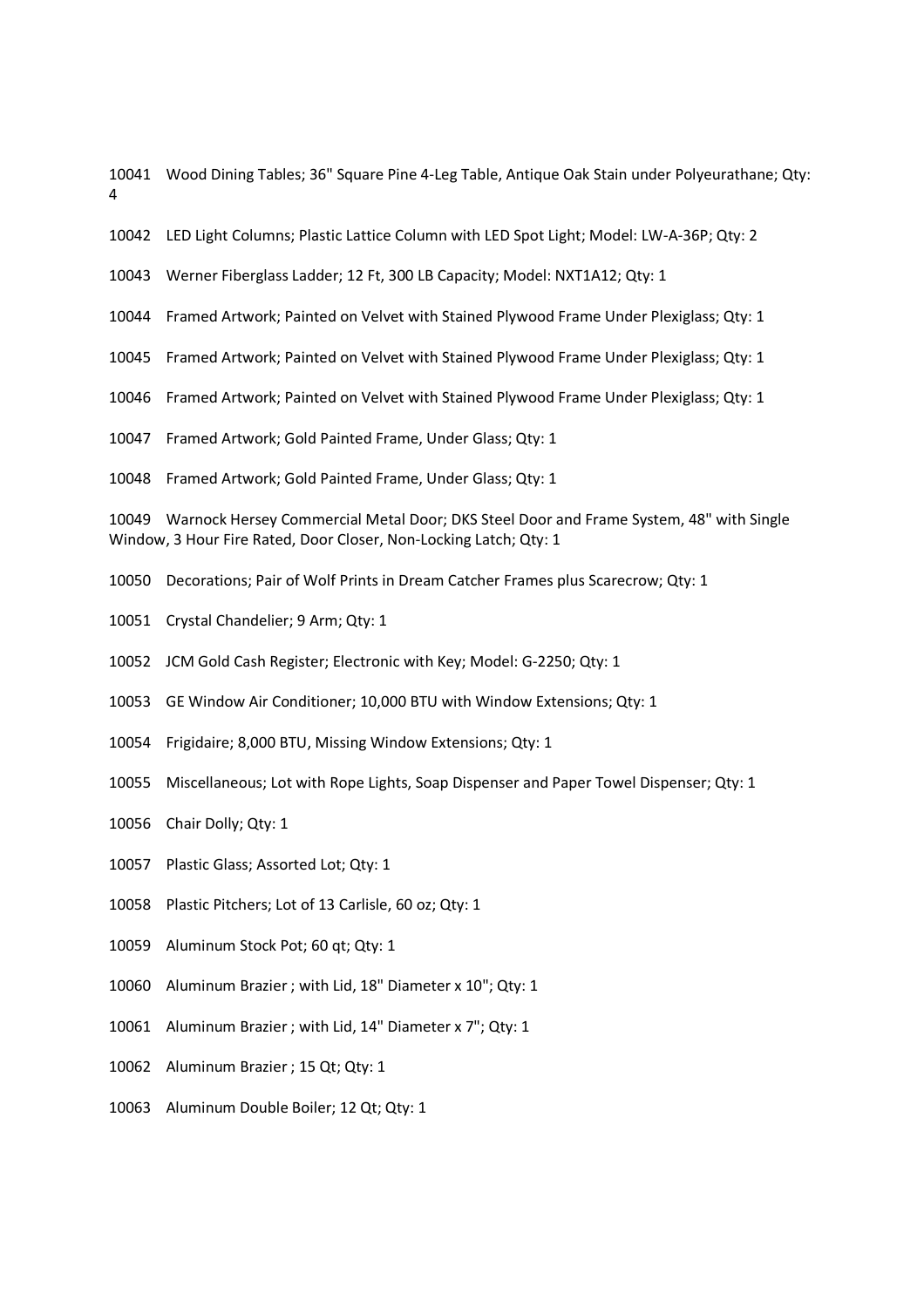10041 Wood Dining Tables; 36" Square Pine 4-Leg Table, Antique Oak Stain under Polyeurathane; Qty: 4

10042 LED Light Columns; Plastic Lattice Column with LED Spot Light; Model: LW-A-36P; Qty: 2

10043 Werner Fiberglass Ladder; 12 Ft, 300 LB Capacity; Model: NXT1A12; Qty: 1

10044 Framed Artwork; Painted on Velvet with Stained Plywood Frame Under Plexiglass; Qty: 1

10045 Framed Artwork; Painted on Velvet with Stained Plywood Frame Under Plexiglass; Qty: 1

10046 Framed Artwork; Painted on Velvet with Stained Plywood Frame Under Plexiglass; Qty: 1

10047 Framed Artwork; Gold Painted Frame, Under Glass; Qty: 1

10048 Framed Artwork; Gold Painted Frame, Under Glass; Qty: 1

10049 Warnock Hersey Commercial Metal Door; DKS Steel Door and Frame System, 48" with Single Window, 3 Hour Fire Rated, Door Closer, Non-Locking Latch; Qty: 1

10050 Decorations; Pair of Wolf Prints in Dream Catcher Frames plus Scarecrow; Qty: 1

10051 Crystal Chandelier; 9 Arm; Qty: 1

10052 JCM Gold Cash Register; Electronic with Key; Model: G-2250; Qty: 1

10053 GE Window Air Conditioner; 10,000 BTU with Window Extensions; Qty: 1

10054 Frigidaire; 8,000 BTU, Missing Window Extensions; Qty: 1

10055 Miscellaneous; Lot with Rope Lights, Soap Dispenser and Paper Towel Dispenser; Qty: 1

10056 Chair Dolly; Qty: 1

10057 Plastic Glass; Assorted Lot; Qty: 1

10058 Plastic Pitchers; Lot of 13 Carlisle, 60 oz; Qty: 1

10059 Aluminum Stock Pot; 60 qt; Qty: 1

10060 Aluminum Brazier ; with Lid, 18" Diameter x 10"; Qty: 1

10061 Aluminum Brazier ; with Lid, 14" Diameter x 7"; Qty: 1

10062 Aluminum Brazier ; 15 Qt; Qty: 1

10063 Aluminum Double Boiler; 12 Qt; Qty: 1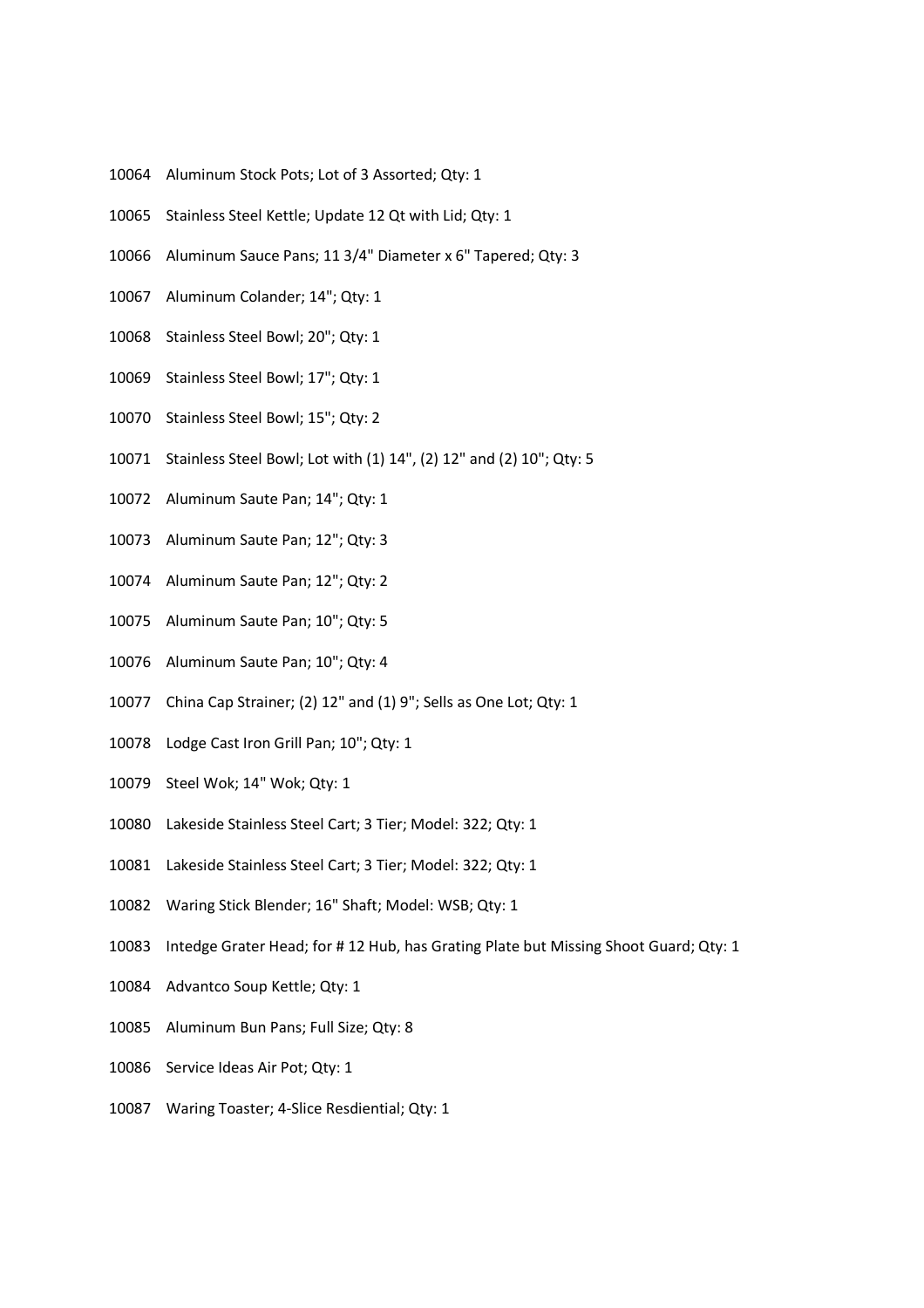10064 Aluminum Stock Pots; Lot of 3 Assorted; Qty: 1

10065 Stainless Steel Kettle; Update 12 Qt with Lid; Qty: 1

10066 Aluminum Sauce Pans; 11 3/4" Diameter x 6" Tapered; Qty: 3

10067 Aluminum Colander; 14"; Qty: 1

10068 Stainless Steel Bowl; 20"; Qty: 1

10069 Stainless Steel Bowl; 17"; Qty: 1

10070 Stainless Steel Bowl; 15"; Qty: 2

10071 Stainless Steel Bowl; Lot with (1) 14", (2) 12" and (2) 10"; Qty: 5

10072 Aluminum Saute Pan; 14"; Qty: 1

10073 Aluminum Saute Pan; 12"; Qty: 3

10074 Aluminum Saute Pan; 12"; Qty: 2

10075 Aluminum Saute Pan; 10"; Qty: 5

10076 Aluminum Saute Pan; 10"; Qty: 4

10077 China Cap Strainer; (2) 12" and (1) 9"; Sells as One Lot; Qty: 1

10078 Lodge Cast Iron Grill Pan; 10"; Qty: 1

10079 Steel Wok; 14" Wok; Qty: 1

10080 Lakeside Stainless Steel Cart; 3 Tier; Model: 322; Qty: 1

10081 Lakeside Stainless Steel Cart; 3 Tier; Model: 322; Qty: 1

10082 Waring Stick Blender; 16" Shaft; Model: WSB; Qty: 1

10083 Intedge Grater Head; for # 12 Hub, has Grating Plate but Missing Shoot Guard; Qty: 1

10084 Advantco Soup Kettle; Qty: 1

10085 Aluminum Bun Pans; Full Size; Qty: 8

10086 Service Ideas Air Pot; Qty: 1

10087 Waring Toaster; 4-Slice Resdiential; Qty: 1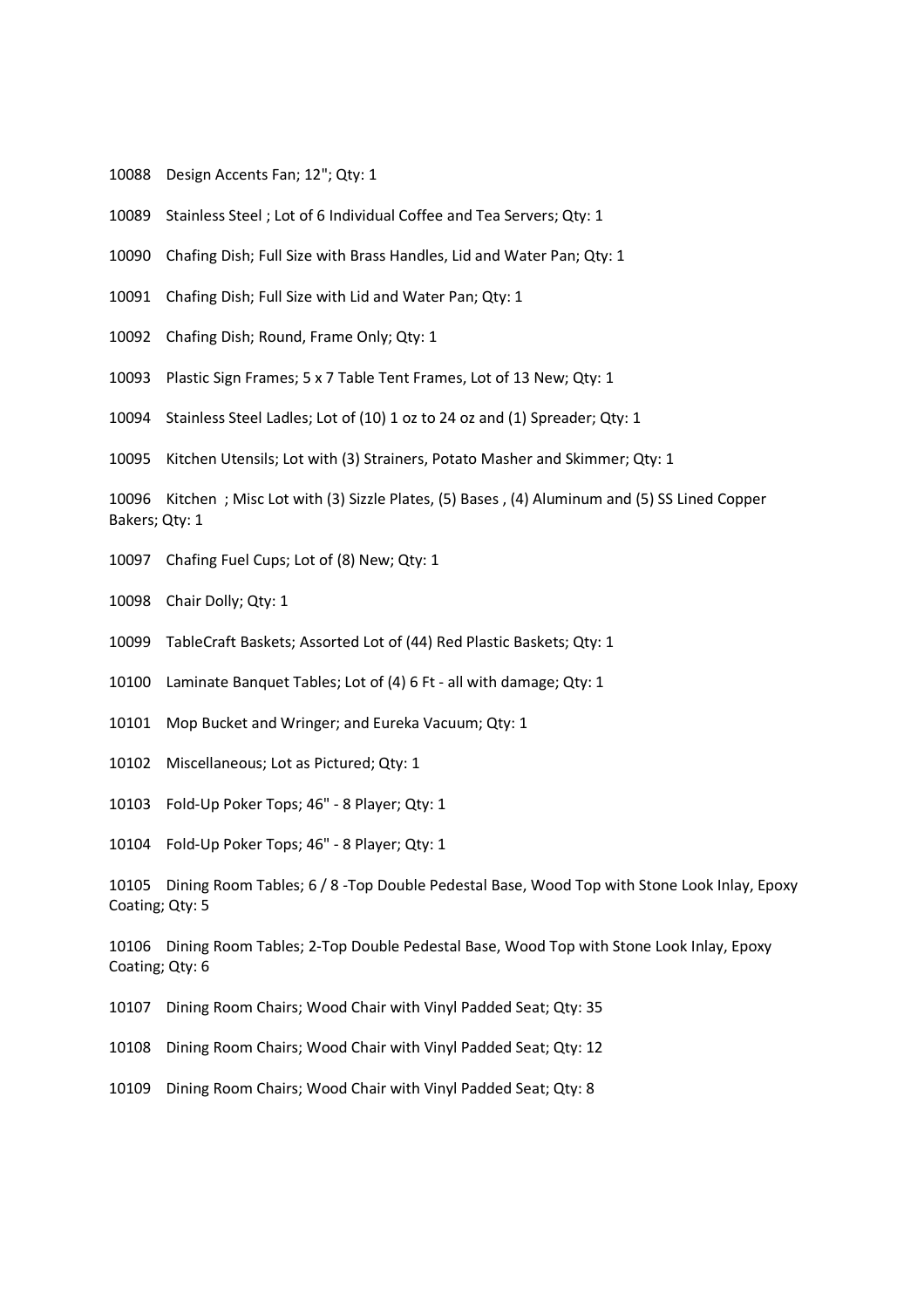10088 Design Accents Fan; 12"; Qty: 1

10089 Stainless Steel ; Lot of 6 Individual Coffee and Tea Servers; Qty: 1

10090 Chafing Dish; Full Size with Brass Handles, Lid and Water Pan; Qty: 1

10091 Chafing Dish; Full Size with Lid and Water Pan; Qty: 1

10092 Chafing Dish; Round, Frame Only; Qty: 1

10093 Plastic Sign Frames; 5 x 7 Table Tent Frames, Lot of 13 New; Qty: 1

10094 Stainless Steel Ladles; Lot of (10) 1 oz to 24 oz and (1) Spreader; Qty: 1

10095 Kitchen Utensils; Lot with (3) Strainers, Potato Masher and Skimmer; Qty: 1

10096 Kitchen ; Misc Lot with (3) Sizzle Plates, (5) Bases , (4) Aluminum and (5) SS Lined Copper Bakers; Qty: 1

10097 Chafing Fuel Cups; Lot of (8) New; Qty: 1

10098 Chair Dolly; Qty: 1

10099 TableCraft Baskets; Assorted Lot of (44) Red Plastic Baskets; Qty: 1

10100 Laminate Banquet Tables; Lot of (4) 6 Ft - all with damage; Qty: 1

10101 Mop Bucket and Wringer; and Eureka Vacuum; Qty: 1

10102 Miscellaneous; Lot as Pictured; Qty: 1

10103 Fold-Up Poker Tops; 46" - 8 Player; Qty: 1

10104 Fold-Up Poker Tops; 46" - 8 Player; Qty: 1

10105 Dining Room Tables; 6 / 8 -Top Double Pedestal Base, Wood Top with Stone Look Inlay, Epoxy Coating; Qty: 5

10106 Dining Room Tables; 2-Top Double Pedestal Base, Wood Top with Stone Look Inlay, Epoxy Coating; Qty: 6

10107 Dining Room Chairs; Wood Chair with Vinyl Padded Seat; Qty: 35

10108 Dining Room Chairs; Wood Chair with Vinyl Padded Seat; Qty: 12

10109 Dining Room Chairs; Wood Chair with Vinyl Padded Seat; Qty: 8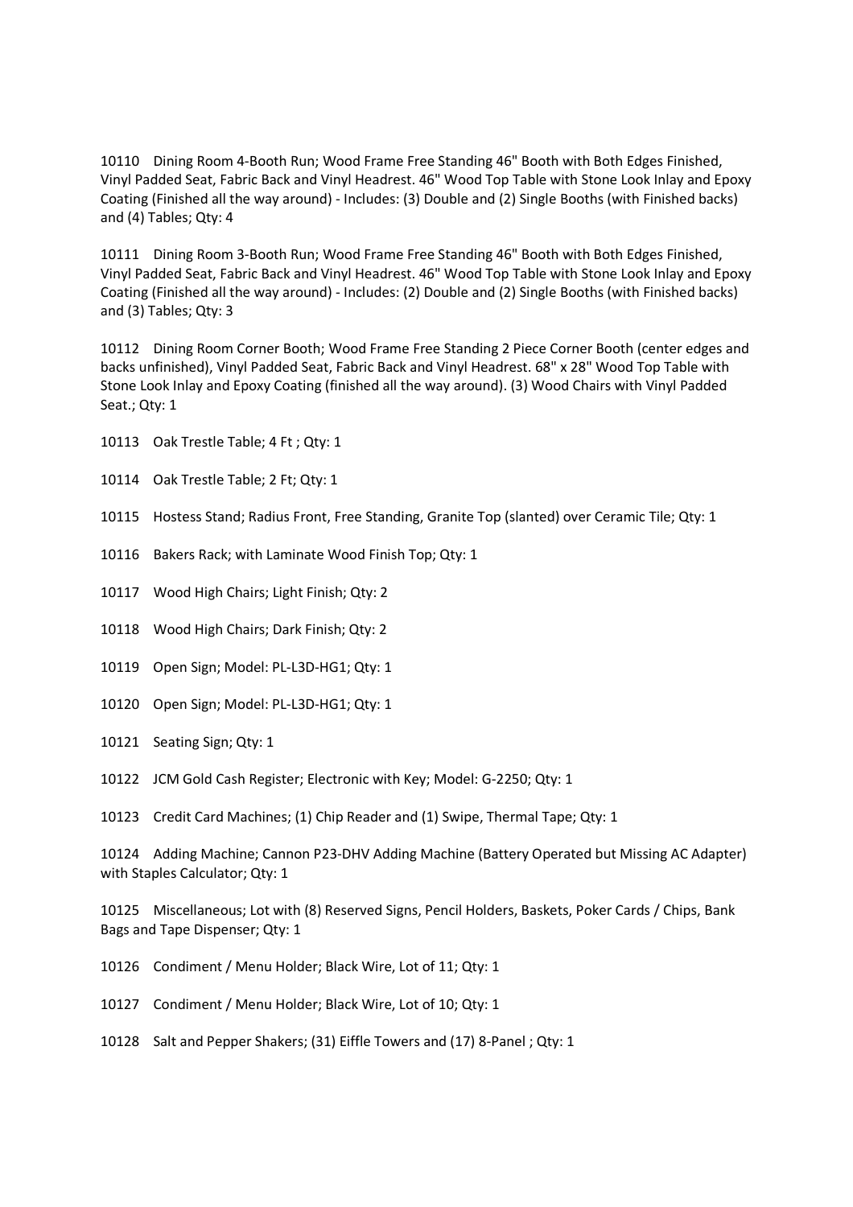10110 Dining Room 4-Booth Run; Wood Frame Free Standing 46" Booth with Both Edges Finished, Vinyl Padded Seat, Fabric Back and Vinyl Headrest. 46" Wood Top Table with Stone Look Inlay and Epoxy Coating (Finished all the way around) - Includes: (3) Double and (2) Single Booths (with Finished backs) and (4) Tables; Qty: 4

10111 Dining Room 3-Booth Run; Wood Frame Free Standing 46" Booth with Both Edges Finished, Vinyl Padded Seat, Fabric Back and Vinyl Headrest. 46" Wood Top Table with Stone Look Inlay and Epoxy Coating (Finished all the way around) - Includes: (2) Double and (2) Single Booths (with Finished backs) and (3) Tables; Qty: 3

10112 Dining Room Corner Booth; Wood Frame Free Standing 2 Piece Corner Booth (center edges and backs unfinished), Vinyl Padded Seat, Fabric Back and Vinyl Headrest. 68" x 28" Wood Top Table with Stone Look Inlay and Epoxy Coating (finished all the way around). (3) Wood Chairs with Vinyl Padded Seat.; Qty: 1

10113 Oak Trestle Table; 4 Ft ; Qty: 1

10114 Oak Trestle Table; 2 Ft; Qty: 1

10115 Hostess Stand; Radius Front, Free Standing, Granite Top (slanted) over Ceramic Tile; Qty: 1

10116 Bakers Rack; with Laminate Wood Finish Top; Qty: 1

10117 Wood High Chairs; Light Finish; Qty: 2

10118 Wood High Chairs; Dark Finish; Qty: 2

10119 Open Sign; Model: PL-L3D-HG1; Qty: 1

10120 Open Sign; Model: PL-L3D-HG1; Qty: 1

10121 Seating Sign; Qty: 1

10122 JCM Gold Cash Register; Electronic with Key; Model: G-2250; Qty: 1

10123 Credit Card Machines; (1) Chip Reader and (1) Swipe, Thermal Tape; Qty: 1

10124 Adding Machine; Cannon P23-DHV Adding Machine (Battery Operated but Missing AC Adapter) with Staples Calculator; Qty: 1

10125 Miscellaneous; Lot with (8) Reserved Signs, Pencil Holders, Baskets, Poker Cards / Chips, Bank Bags and Tape Dispenser; Qty: 1

10126 Condiment / Menu Holder; Black Wire, Lot of 11; Qty: 1

10127 Condiment / Menu Holder; Black Wire, Lot of 10; Qty: 1

10128 Salt and Pepper Shakers; (31) Eiffle Towers and (17) 8-Panel ; Qty: 1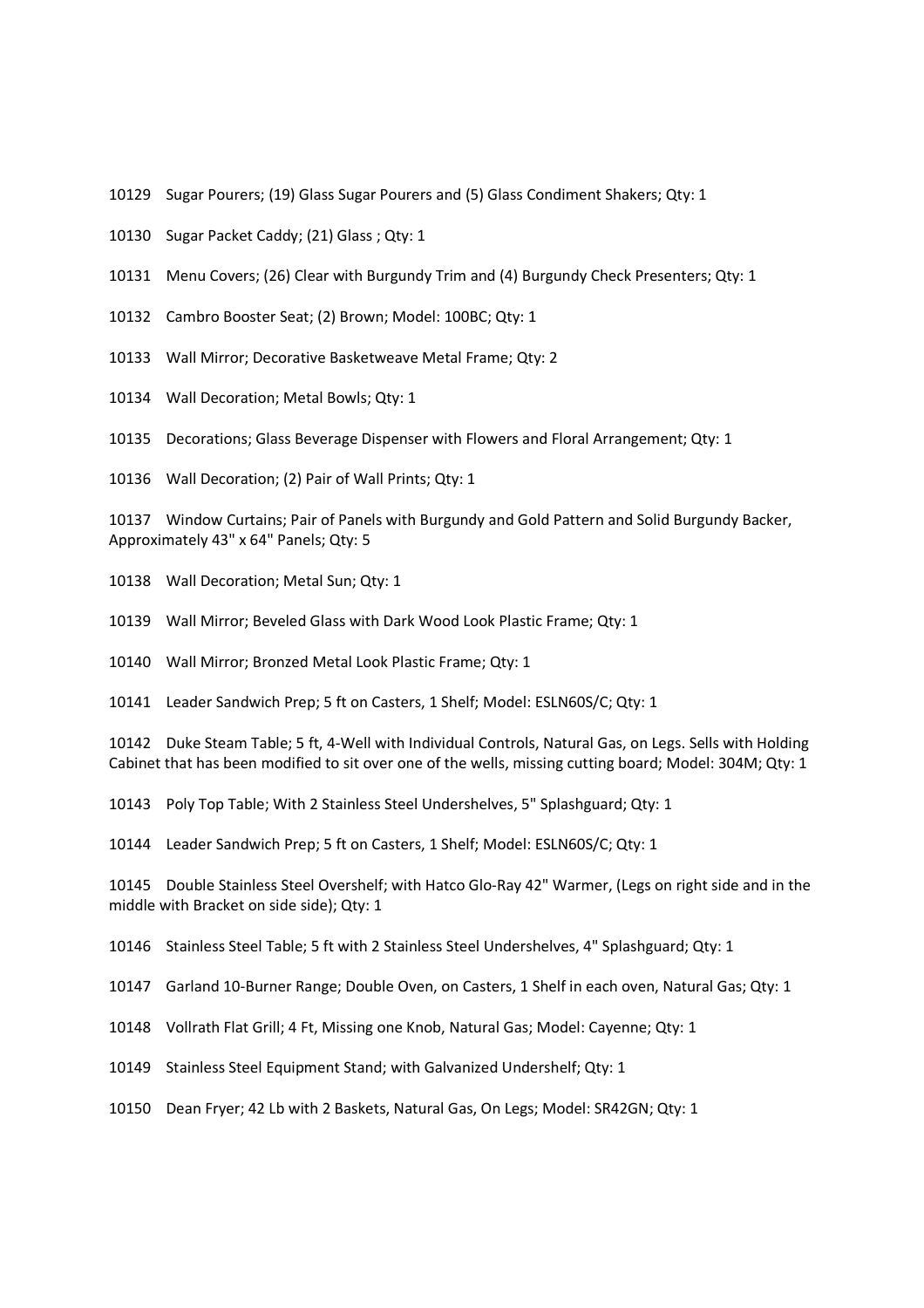10129 Sugar Pourers; (19) Glass Sugar Pourers and (5) Glass Condiment Shakers; Qty: 1

10130 Sugar Packet Caddy; (21) Glass ; Qty: 1

10131 Menu Covers; (26) Clear with Burgundy Trim and (4) Burgundy Check Presenters; Qty: 1

10132 Cambro Booster Seat; (2) Brown; Model: 100BC; Qty: 1

10133 Wall Mirror; Decorative Basketweave Metal Frame; Qty: 2

10134 Wall Decoration; Metal Bowls; Qty: 1

10135 Decorations; Glass Beverage Dispenser with Flowers and Floral Arrangement; Qty: 1

10136 Wall Decoration; (2) Pair of Wall Prints; Qty: 1

10137 Window Curtains; Pair of Panels with Burgundy and Gold Pattern and Solid Burgundy Backer, Approximately 43" x 64" Panels; Qty: 5

10138 Wall Decoration; Metal Sun; Qty: 1

10139 Wall Mirror; Beveled Glass with Dark Wood Look Plastic Frame; Qty: 1

10140 Wall Mirror; Bronzed Metal Look Plastic Frame; Qty: 1

10141 Leader Sandwich Prep; 5 ft on Casters, 1 Shelf; Model: ESLN60S/C; Qty: 1

10142 Duke Steam Table; 5 ft, 4-Well with Individual Controls, Natural Gas, on Legs. Sells with Holding Cabinet that has been modified to sit over one of the wells, missing cutting board; Model: 304M; Qty: 1

10143 Poly Top Table; With 2 Stainless Steel Undershelves, 5" Splashguard; Qty: 1

10144 Leader Sandwich Prep; 5 ft on Casters, 1 Shelf; Model: ESLN60S/C; Qty: 1

10145 Double Stainless Steel Overshelf; with Hatco Glo-Ray 42" Warmer, (Legs on right side and in the middle with Bracket on side side); Qty: 1

10146 Stainless Steel Table; 5 ft with 2 Stainless Steel Undershelves, 4" Splashguard; Qty: 1

10147 Garland 10-Burner Range; Double Oven, on Casters, 1 Shelf in each oven, Natural Gas; Qty: 1

10148 Vollrath Flat Grill; 4 Ft, Missing one Knob, Natural Gas; Model: Cayenne; Qty: 1

10149 Stainless Steel Equipment Stand; with Galvanized Undershelf; Qty: 1

10150 Dean Fryer; 42 Lb with 2 Baskets, Natural Gas, On Legs; Model: SR42GN; Qty: 1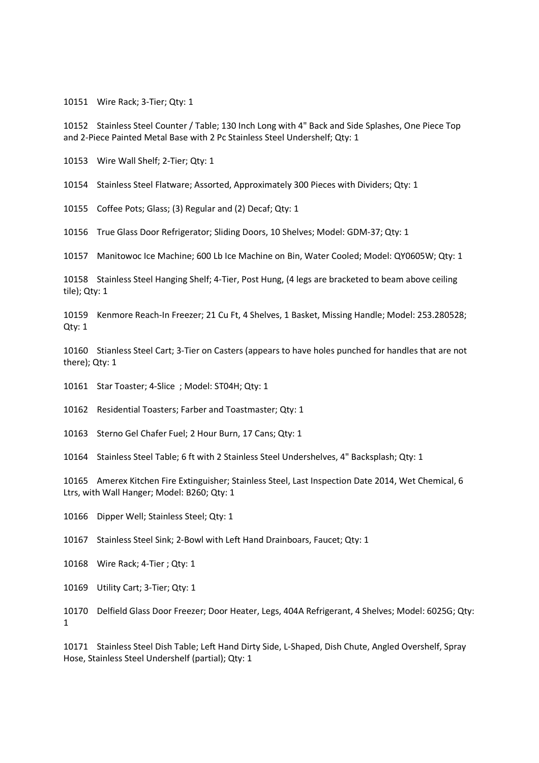10151 Wire Rack; 3-Tier; Qty: 1

10152 Stainless Steel Counter / Table; 130 Inch Long with 4" Back and Side Splashes, One Piece Top and 2-Piece Painted Metal Base with 2 Pc Stainless Steel Undershelf; Qty: 1

10153 Wire Wall Shelf; 2-Tier; Qty: 1

10154 Stainless Steel Flatware; Assorted, Approximately 300 Pieces with Dividers; Qty: 1

10155 Coffee Pots; Glass; (3) Regular and (2) Decaf; Qty: 1

10156 True Glass Door Refrigerator; Sliding Doors, 10 Shelves; Model: GDM-37; Qty: 1

10157 Manitowoc Ice Machine; 600 Lb Ice Machine on Bin, Water Cooled; Model: QY0605W; Qty: 1

10158 Stainless Steel Hanging Shelf; 4-Tier, Post Hung, (4 legs are bracketed to beam above ceiling tile); Qty: 1

10159 Kenmore Reach-In Freezer; 21 Cu Ft, 4 Shelves, 1 Basket, Missing Handle; Model: 253.280528; Qty: 1

10160 Stianless Steel Cart; 3-Tier on Casters (appears to have holes punched for handles that are not there); Qty: 1

10161 Star Toaster; 4-Slice ; Model: ST04H; Qty: 1

10162 Residential Toasters; Farber and Toastmaster; Qty: 1

10163 Sterno Gel Chafer Fuel; 2 Hour Burn, 17 Cans; Qty: 1

10164 Stainless Steel Table; 6 ft with 2 Stainless Steel Undershelves, 4" Backsplash; Qty: 1

10165 Amerex Kitchen Fire Extinguisher; Stainless Steel, Last Inspection Date 2014, Wet Chemical, 6 Ltrs, with Wall Hanger; Model: B260; Qty: 1

10166 Dipper Well; Stainless Steel; Qty: 1

10167 Stainless Steel Sink; 2-Bowl with Left Hand Drainboars, Faucet; Qty: 1

10168 Wire Rack; 4-Tier ; Qty: 1

10169 Utility Cart; 3-Tier; Qty: 1

10170 Delfield Glass Door Freezer; Door Heater, Legs, 404A Refrigerant, 4 Shelves; Model: 6025G; Qty: 1

10171 Stainless Steel Dish Table; Left Hand Dirty Side, L-Shaped, Dish Chute, Angled Overshelf, Spray Hose, Stainless Steel Undershelf (partial); Qty: 1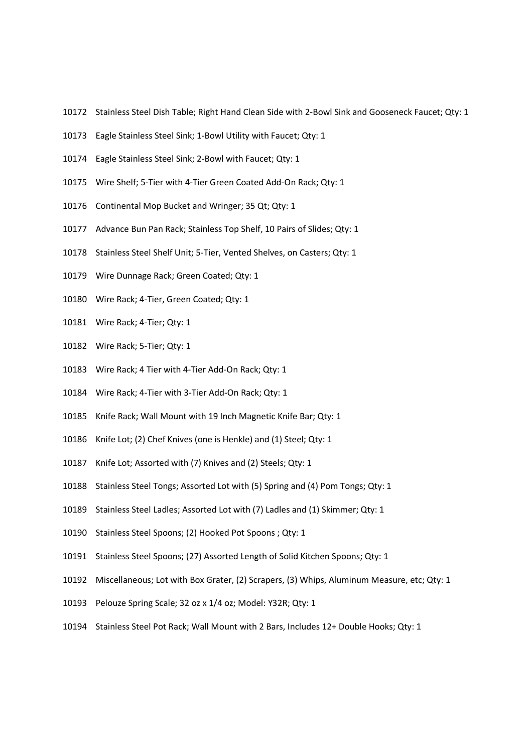10172 Stainless Steel Dish Table; Right Hand Clean Side with 2-Bowl Sink and Gooseneck Faucet; Qty: 1

10173 Eagle Stainless Steel Sink; 1-Bowl Utility with Faucet; Qty: 1

10174 Eagle Stainless Steel Sink; 2-Bowl with Faucet; Qty: 1

10175 Wire Shelf; 5-Tier with 4-Tier Green Coated Add-On Rack; Qty: 1

10176 Continental Mop Bucket and Wringer; 35 Qt; Qty: 1

10177 Advance Bun Pan Rack; Stainless Top Shelf, 10 Pairs of Slides; Qty: 1

10178 Stainless Steel Shelf Unit; 5-Tier, Vented Shelves, on Casters; Qty: 1

10179 Wire Dunnage Rack; Green Coated; Qty: 1

10180 Wire Rack; 4-Tier, Green Coated; Qty: 1

10181 Wire Rack; 4-Tier; Qty: 1

10182 Wire Rack; 5-Tier; Qty: 1

10183 Wire Rack; 4 Tier with 4-Tier Add-On Rack; Qty: 1

10184 Wire Rack; 4-Tier with 3-Tier Add-On Rack; Qty: 1

10185 Knife Rack; Wall Mount with 19 Inch Magnetic Knife Bar; Qty: 1

10186 Knife Lot; (2) Chef Knives (one is Henkle) and (1) Steel; Qty: 1

10187 Knife Lot; Assorted with (7) Knives and (2) Steels; Qty: 1

10188 Stainless Steel Tongs; Assorted Lot with (5) Spring and (4) Pom Tongs; Qty: 1

10189 Stainless Steel Ladles; Assorted Lot with (7) Ladles and (1) Skimmer; Qty: 1

10190 Stainless Steel Spoons; (2) Hooked Pot Spoons ; Qty: 1

10191 Stainless Steel Spoons; (27) Assorted Length of Solid Kitchen Spoons; Qty: 1

10192 Miscellaneous; Lot with Box Grater, (2) Scrapers, (3) Whips, Aluminum Measure, etc; Qty: 1

10193 Pelouze Spring Scale; 32 oz x 1/4 oz; Model: Y32R; Qty: 1

10194 Stainless Steel Pot Rack; Wall Mount with 2 Bars, Includes 12+ Double Hooks; Qty: 1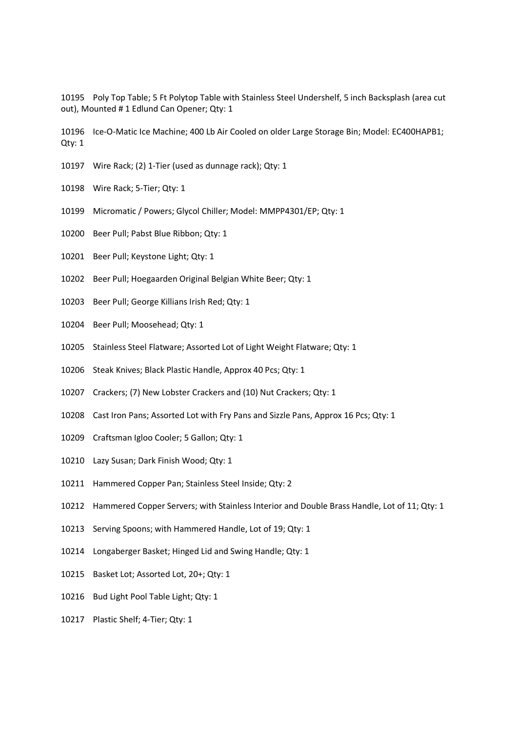10195 Poly Top Table; 5 Ft Polytop Table with Stainless Steel Undershelf, 5 inch Backsplash (area cut out), Mounted # 1 Edlund Can Opener; Qty: 1

10196 Ice-O-Matic Ice Machine; 400 Lb Air Cooled on older Large Storage Bin; Model: EC400HAPB1; Qty: 1

10197 Wire Rack; (2) 1-Tier (used as dunnage rack); Qty: 1

10198 Wire Rack; 5-Tier; Qty: 1

10199 Micromatic / Powers; Glycol Chiller; Model: MMPP4301/EP; Qty: 1

10200 Beer Pull; Pabst Blue Ribbon; Qty: 1

10201 Beer Pull; Keystone Light; Qty: 1

10202 Beer Pull; Hoegaarden Original Belgian White Beer; Qty: 1

10203 Beer Pull; George Killians Irish Red; Qty: 1

10204 Beer Pull; Moosehead; Qty: 1

10205 Stainless Steel Flatware; Assorted Lot of Light Weight Flatware; Qty: 1

10206 Steak Knives; Black Plastic Handle, Approx 40 Pcs; Qty: 1

10207 Crackers; (7) New Lobster Crackers and (10) Nut Crackers; Qty: 1

10208 Cast Iron Pans; Assorted Lot with Fry Pans and Sizzle Pans, Approx 16 Pcs; Qty: 1

10209 Craftsman Igloo Cooler; 5 Gallon; Qty: 1

10210 Lazy Susan; Dark Finish Wood; Qty: 1

10211 Hammered Copper Pan; Stainless Steel Inside; Qty: 2

10212 Hammered Copper Servers; with Stainless Interior and Double Brass Handle, Lot of 11; Qty: 1

10213 Serving Spoons; with Hammered Handle, Lot of 19; Qty: 1

10214 Longaberger Basket; Hinged Lid and Swing Handle; Qty: 1

10215 Basket Lot; Assorted Lot, 20+; Qty: 1

10216 Bud Light Pool Table Light; Qty: 1

10217 Plastic Shelf; 4-Tier; Qty: 1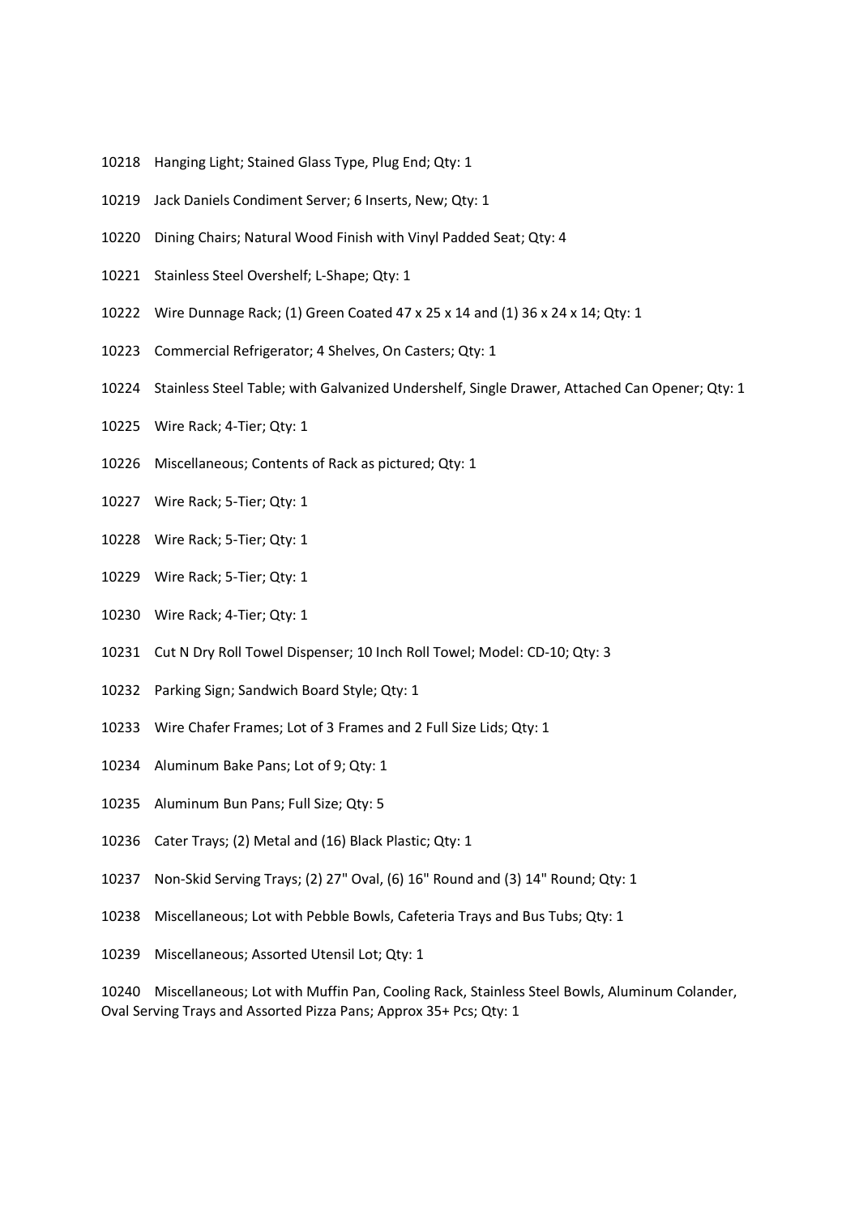10218 Hanging Light; Stained Glass Type, Plug End; Qty: 1

10219 Jack Daniels Condiment Server; 6 Inserts, New; Qty: 1

10220 Dining Chairs; Natural Wood Finish with Vinyl Padded Seat; Qty: 4

10221 Stainless Steel Overshelf; L-Shape; Qty: 1

10222 Wire Dunnage Rack; (1) Green Coated 47 x 25 x 14 and (1) 36 x 24 x 14; Qty: 1

10223 Commercial Refrigerator; 4 Shelves, On Casters; Qty: 1

10224 Stainless Steel Table; with Galvanized Undershelf, Single Drawer, Attached Can Opener; Qty: 1

10225 Wire Rack; 4-Tier; Qty: 1

10226 Miscellaneous; Contents of Rack as pictured; Qty: 1

10227 Wire Rack; 5-Tier; Qty: 1

10228 Wire Rack; 5-Tier; Qty: 1

10229 Wire Rack; 5-Tier; Qty: 1

10230 Wire Rack; 4-Tier; Qty: 1

10231 Cut N Dry Roll Towel Dispenser; 10 Inch Roll Towel; Model: CD-10; Qty: 3

10232 Parking Sign; Sandwich Board Style; Qty: 1

10233 Wire Chafer Frames; Lot of 3 Frames and 2 Full Size Lids; Qty: 1

10234 Aluminum Bake Pans; Lot of 9; Qty: 1

10235 Aluminum Bun Pans; Full Size; Qty: 5

10236 Cater Trays; (2) Metal and (16) Black Plastic; Qty: 1

10237 Non-Skid Serving Trays; (2) 27" Oval, (6) 16" Round and (3) 14" Round; Qty: 1

10238 Miscellaneous; Lot with Pebble Bowls, Cafeteria Trays and Bus Tubs; Qty: 1

10239 Miscellaneous; Assorted Utensil Lot; Qty: 1

10240 Miscellaneous; Lot with Muffin Pan, Cooling Rack, Stainless Steel Bowls, Aluminum Colander, Oval Serving Trays and Assorted Pizza Pans; Approx 35+ Pcs; Qty: 1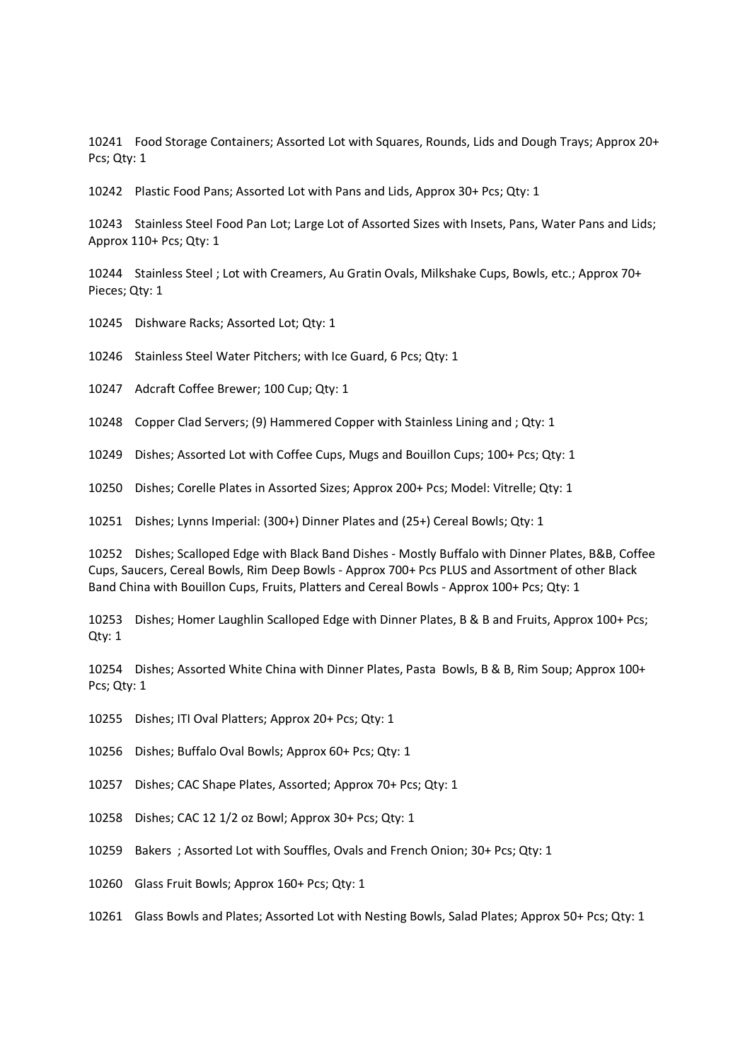10241 Food Storage Containers; Assorted Lot with Squares, Rounds, Lids and Dough Trays; Approx 20+ Pcs; Qty: 1

10242 Plastic Food Pans; Assorted Lot with Pans and Lids, Approx 30+ Pcs; Qty: 1

10243 Stainless Steel Food Pan Lot; Large Lot of Assorted Sizes with Insets, Pans, Water Pans and Lids; Approx 110+ Pcs; Qty: 1

10244 Stainless Steel ; Lot with Creamers, Au Gratin Ovals, Milkshake Cups, Bowls, etc.; Approx 70+ Pieces; Qty: 1

10245 Dishware Racks; Assorted Lot; Qty: 1

10246 Stainless Steel Water Pitchers; with Ice Guard, 6 Pcs; Qty: 1

10247 Adcraft Coffee Brewer; 100 Cup; Qty: 1

10248 Copper Clad Servers; (9) Hammered Copper with Stainless Lining and ; Qty: 1

10249 Dishes; Assorted Lot with Coffee Cups, Mugs and Bouillon Cups; 100+ Pcs; Qty: 1

10250 Dishes; Corelle Plates in Assorted Sizes; Approx 200+ Pcs; Model: Vitrelle; Qty: 1

10251 Dishes; Lynns Imperial: (300+) Dinner Plates and (25+) Cereal Bowls; Qty: 1

10252 Dishes; Scalloped Edge with Black Band Dishes - Mostly Buffalo with Dinner Plates, B&B, Coffee Cups, Saucers, Cereal Bowls, Rim Deep Bowls - Approx 700+ Pcs PLUS and Assortment of other Black Band China with Bouillon Cups, Fruits, Platters and Cereal Bowls - Approx 100+ Pcs; Qty: 1

10253 Dishes; Homer Laughlin Scalloped Edge with Dinner Plates, B & B and Fruits, Approx 100+ Pcs; Qty: 1

10254 Dishes; Assorted White China with Dinner Plates, Pasta Bowls, B & B, Rim Soup; Approx 100+ Pcs; Qty: 1

10255 Dishes; ITI Oval Platters; Approx 20+ Pcs; Qty: 1

10256 Dishes; Buffalo Oval Bowls; Approx 60+ Pcs; Qty: 1

10257 Dishes; CAC Shape Plates, Assorted; Approx 70+ Pcs; Qty: 1

10258 Dishes; CAC 12 1/2 oz Bowl; Approx 30+ Pcs; Qty: 1

10259 Bakers ; Assorted Lot with Souffles, Ovals and French Onion; 30+ Pcs; Qty: 1

10260 Glass Fruit Bowls; Approx 160+ Pcs; Qty: 1

10261 Glass Bowls and Plates; Assorted Lot with Nesting Bowls, Salad Plates; Approx 50+ Pcs; Qty: 1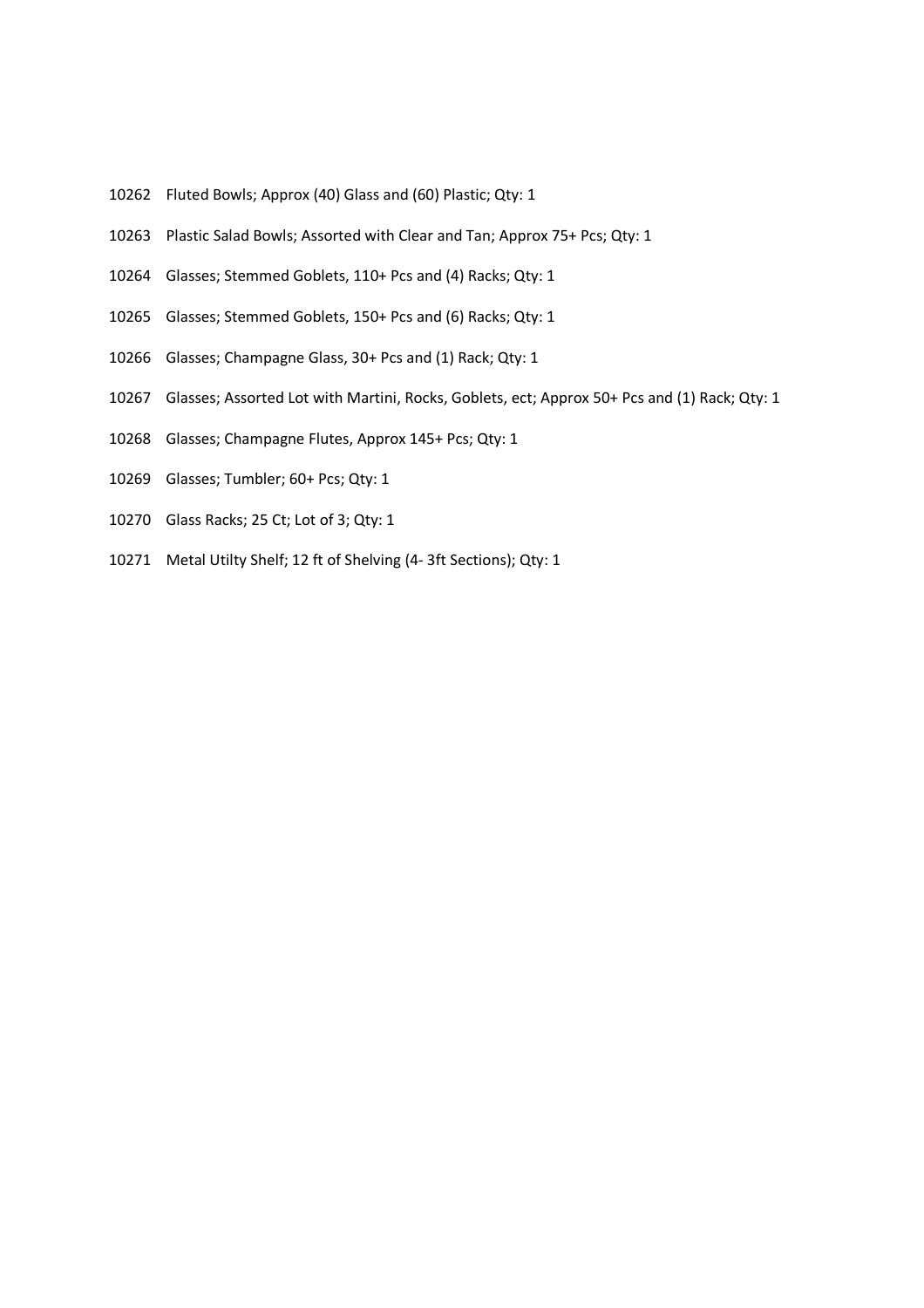10262 Fluted Bowls; Approx (40) Glass and (60) Plastic; Qty: 1

10263 Plastic Salad Bowls; Assorted with Clear and Tan; Approx 75+ Pcs; Qty: 1

10264 Glasses; Stemmed Goblets, 110+ Pcs and (4) Racks; Qty: 1

10265 Glasses; Stemmed Goblets, 150+ Pcs and (6) Racks; Qty: 1

10266 Glasses; Champagne Glass, 30+ Pcs and (1) Rack; Qty: 1

10267 Glasses; Assorted Lot with Martini, Rocks, Goblets, ect; Approx 50+ Pcs and (1) Rack; Qty: 1

10268 Glasses; Champagne Flutes, Approx 145+ Pcs; Qty: 1

10269 Glasses; Tumbler; 60+ Pcs; Qty: 1

10270 Glass Racks; 25 Ct; Lot of 3; Qty: 1

10271 Metal Utilty Shelf; 12 ft of Shelving (4- 3ft Sections); Qty: 1